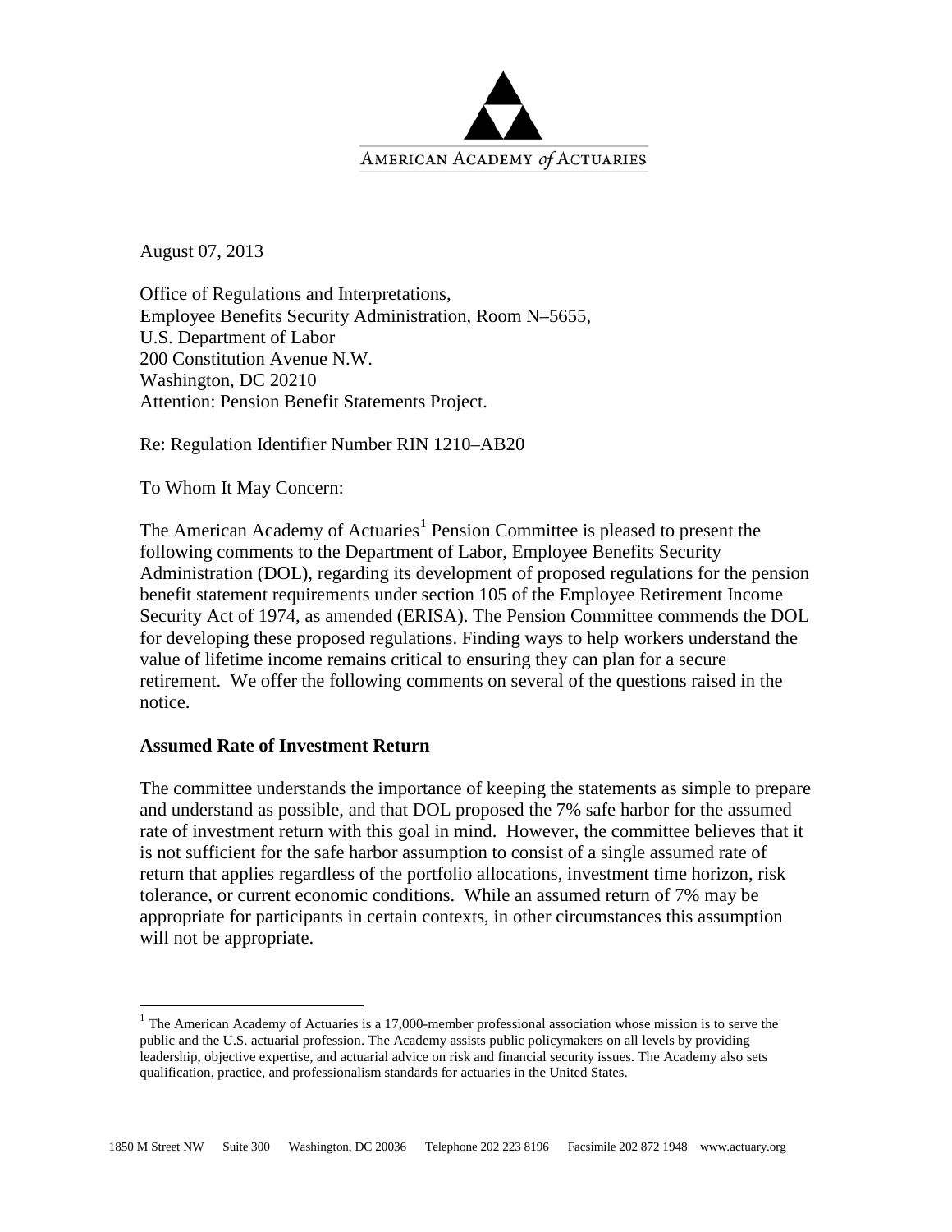AMERICAN ACADEMY *of* ACTUARIES

August 07, 2013

Office of Regulations and Interpretations,
Employee Benefits Security Administration, Room N–5655,
U.S. Department of Labor
200 Constitution Avenue N.W.
Washington, DC 20210
Attention: Pension Benefit Statements Project.

Re: Regulation Identifier Number RIN 1210–AB20

To Whom It May Concern:

The American Academy of Actuaries[1] Pension Committee is pleased to present the following comments to the Department of Labor, Employee Benefits Security Administration (DOL), regarding its development of proposed regulations for the pension benefit statement requirements under section 105 of the Employee Retirement Income Security Act of 1974, as amended (ERISA). The Pension Committee commends the DOL for developing these proposed regulations. Finding ways to help workers understand the value of lifetime income remains critical to ensuring they can plan for a secure retirement. We offer the following comments on several of the questions raised in the notice.

**Assumed Rate of Investment Return**

The committee understands the importance of keeping the statements as simple to prepare and understand as possible, and that DOL proposed the 7% safe harbor for the assumed rate of investment return with this goal in mind. However, the committee believes that it is not sufficient for the safe harbor assumption to consist of a single assumed rate of return that applies regardless of the portfolio allocations, investment time horizon, risk tolerance, or current economic conditions. While an assumed return of 7% may be appropriate for participants in certain contexts, in other circumstances this assumption will not be appropriate.

[1] The American Academy of Actuaries is a 17,000-member professional association whose mission is to serve the public and the U.S. actuarial profession. The Academy assists public policymakers on all levels by providing leadership, objective expertise, and actuarial advice on risk and financial security issues. The Academy also sets qualification, practice, and professionalism standards for actuaries in the United States.

1850 M Street NW Suite 300 Washington, DC 20036 Telephone 202 223 8196 Facsimile 202 872 1948 www.actuary.org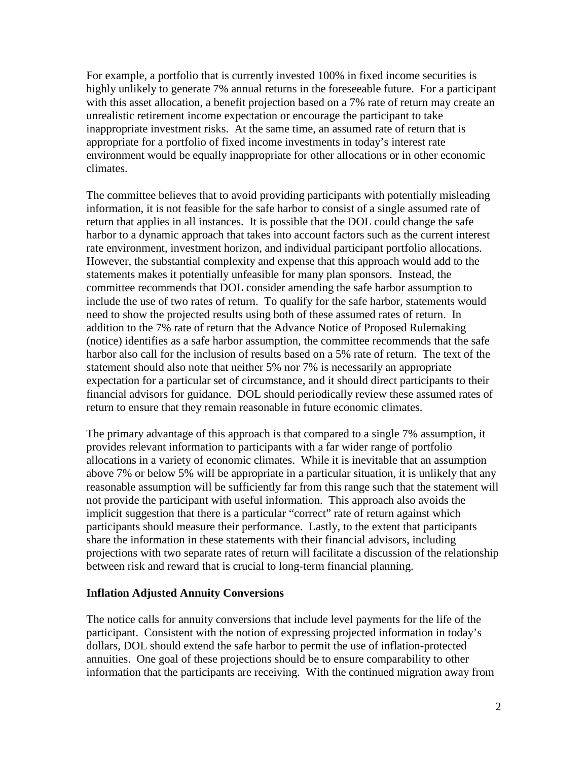For example, a portfolio that is currently invested 100% in fixed income securities is highly unlikely to generate 7% annual returns in the foreseeable future. For a participant with this asset allocation, a benefit projection based on a 7% rate of return may create an unrealistic retirement income expectation or encourage the participant to take inappropriate investment risks. At the same time, an assumed rate of return that is appropriate for a portfolio of fixed income investments in today's interest rate environment would be equally inappropriate for other allocations or in other economic climates.

The committee believes that to avoid providing participants with potentially misleading information, it is not feasible for the safe harbor to consist of a single assumed rate of return that applies in all instances. It is possible that the DOL could change the safe harbor to a dynamic approach that takes into account factors such as the current interest rate environment, investment horizon, and individual participant portfolio allocations. However, the substantial complexity and expense that this approach would add to the statements makes it potentially unfeasible for many plan sponsors. Instead, the committee recommends that DOL consider amending the safe harbor assumption to include the use of two rates of return. To qualify for the safe harbor, statements would need to show the projected results using both of these assumed rates of return. In addition to the 7% rate of return that the Advance Notice of Proposed Rulemaking (notice) identifies as a safe harbor assumption, the committee recommends that the safe harbor also call for the inclusion of results based on a 5% rate of return. The text of the statement should also note that neither 5% nor 7% is necessarily an appropriate expectation for a particular set of circumstance, and it should direct participants to their financial advisors for guidance. DOL should periodically review these assumed rates of return to ensure that they remain reasonable in future economic climates.

The primary advantage of this approach is that compared to a single 7% assumption, it provides relevant information to participants with a far wider range of portfolio allocations in a variety of economic climates. While it is inevitable that an assumption above 7% or below 5% will be appropriate in a particular situation, it is unlikely that any reasonable assumption will be sufficiently far from this range such that the statement will not provide the participant with useful information. This approach also avoids the implicit suggestion that there is a particular "correct" rate of return against which participants should measure their performance. Lastly, to the extent that participants share the information in these statements with their financial advisors, including projections with two separate rates of return will facilitate a discussion of the relationship between risk and reward that is crucial to long-term financial planning.

**Inflation Adjusted Annuity Conversions**

The notice calls for annuity conversions that include level payments for the life of the participant. Consistent with the notion of expressing projected information in today's dollars, DOL should extend the safe harbor to permit the use of inflation-protected annuities. One goal of these projections should be to ensure comparability to other information that the participants are receiving. With the continued migration away from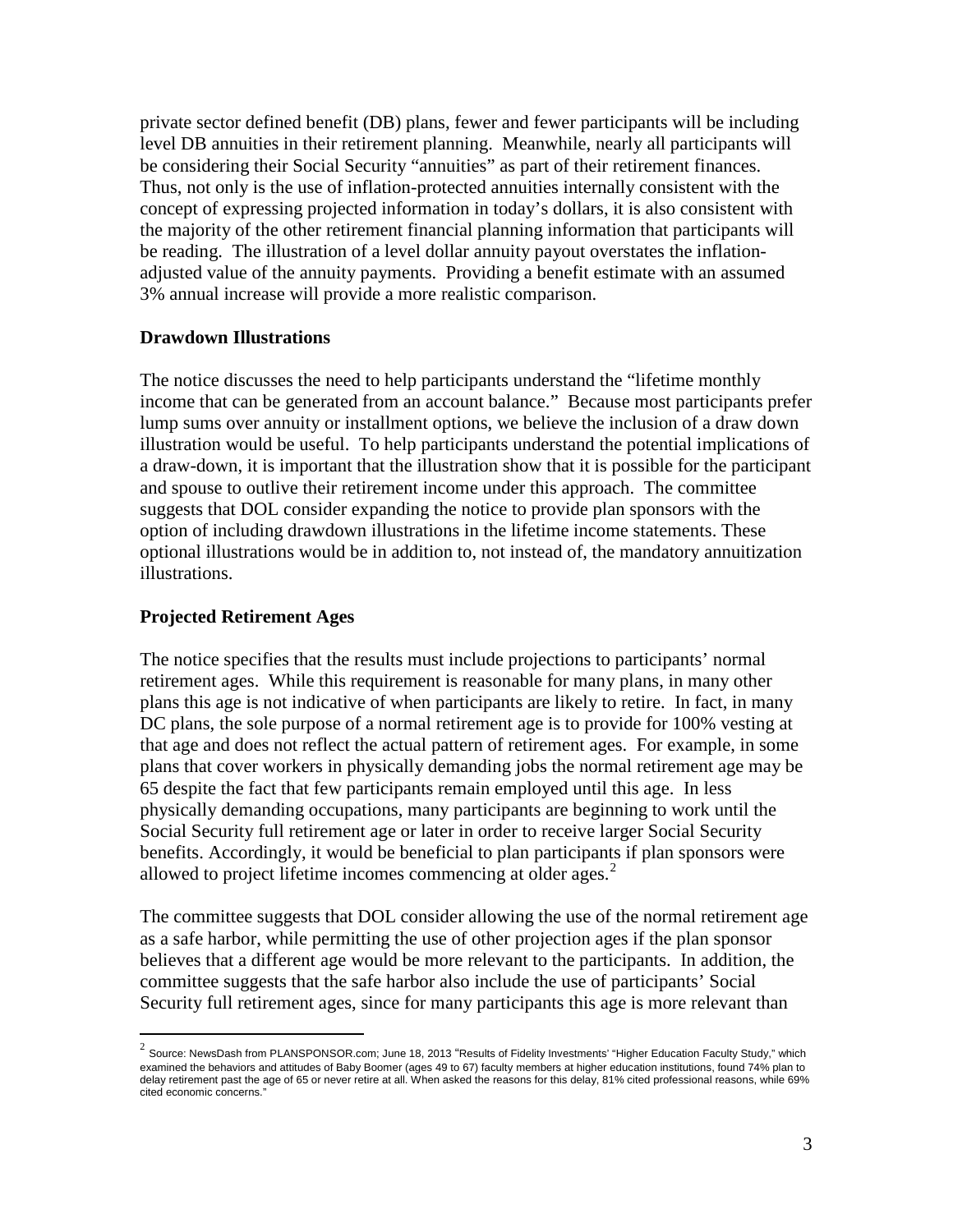private sector defined benefit (DB) plans, fewer and fewer participants will be including level DB annuities in their retirement planning. Meanwhile, nearly all participants will be considering their Social Security "annuities" as part of their retirement finances. Thus, not only is the use of inflation-protected annuities internally consistent with the concept of expressing projected information in today's dollars, it is also consistent with the majority of the other retirement financial planning information that participants will be reading. The illustration of a level dollar annuity payout overstates the inflation-adjusted value of the annuity payments. Providing a benefit estimate with an assumed 3% annual increase will provide a more realistic comparison.

**Drawdown Illustrations**

The notice discusses the need to help participants understand the "lifetime monthly income that can be generated from an account balance." Because most participants prefer lump sums over annuity or installment options, we believe the inclusion of a draw down illustration would be useful. To help participants understand the potential implications of a draw-down, it is important that the illustration show that it is possible for the participant and spouse to outlive their retirement income under this approach. The committee suggests that DOL consider expanding the notice to provide plan sponsors with the option of including drawdown illustrations in the lifetime income statements. These optional illustrations would be in addition to, not instead of, the mandatory annuitization illustrations.

**Projected Retirement Ages**

The notice specifies that the results must include projections to participants' normal retirement ages. While this requirement is reasonable for many plans, in many other plans this age is not indicative of when participants are likely to retire. In fact, in many DC plans, the sole purpose of a normal retirement age is to provide for 100% vesting at that age and does not reflect the actual pattern of retirement ages. For example, in some plans that cover workers in physically demanding jobs the normal retirement age may be 65 despite the fact that few participants remain employed until this age. In less physically demanding occupations, many participants are beginning to work until the Social Security full retirement age or later in order to receive larger Social Security benefits. Accordingly, it would be beneficial to plan participants if plan sponsors were allowed to project lifetime incomes commencing at older ages.[2]

The committee suggests that DOL consider allowing the use of the normal retirement age as a safe harbor, while permitting the use of other projection ages if the plan sponsor believes that a different age would be more relevant to the participants. In addition, the committee suggests that the safe harbor also include the use of participants' Social Security full retirement ages, since for many participants this age is more relevant than

---

[2] Source: NewsDash from PLANSPONSOR.com; June 18, 2013 "Results of Fidelity Investments' "Higher Education Faculty Study," which examined the behaviors and attitudes of Baby Boomer (ages 49 to 67) faculty members at higher education institutions, found 74% plan to delay retirement past the age of 65 or never retire at all. When asked the reasons for this delay, 81% cited professional reasons, while 69% cited economic concerns."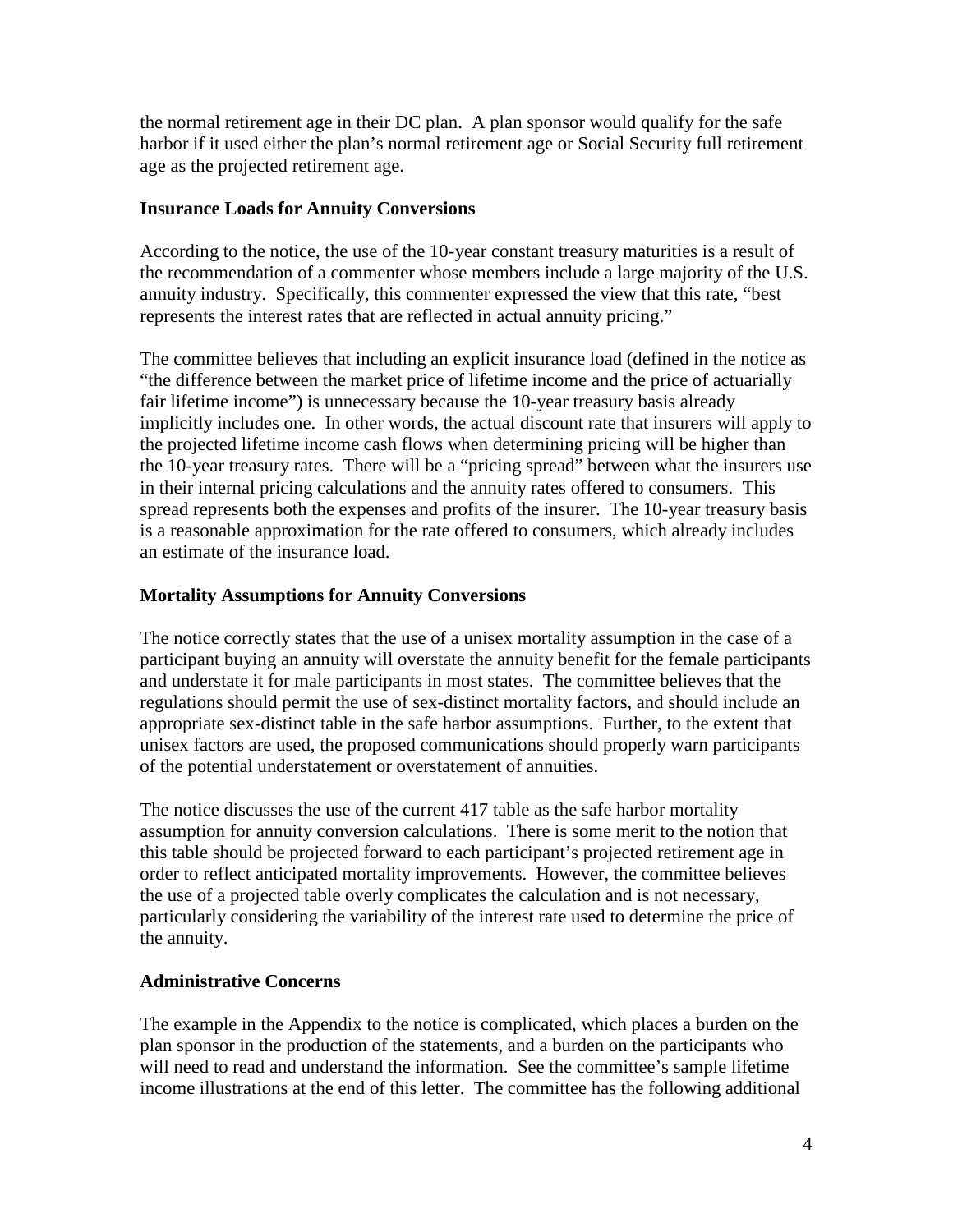the normal retirement age in their DC plan. A plan sponsor would qualify for the safe harbor if it used either the plan's normal retirement age or Social Security full retirement age as the projected retirement age.

**Insurance Loads for Annuity Conversions**

According to the notice, the use of the 10-year constant treasury maturities is a result of the recommendation of a commenter whose members include a large majority of the U.S. annuity industry. Specifically, this commenter expressed the view that this rate, "best represents the interest rates that are reflected in actual annuity pricing."

The committee believes that including an explicit insurance load (defined in the notice as "the difference between the market price of lifetime income and the price of actuarially fair lifetime income") is unnecessary because the 10-year treasury basis already implicitly includes one. In other words, the actual discount rate that insurers will apply to the projected lifetime income cash flows when determining pricing will be higher than the 10-year treasury rates. There will be a "pricing spread" between what the insurers use in their internal pricing calculations and the annuity rates offered to consumers. This spread represents both the expenses and profits of the insurer. The 10-year treasury basis is a reasonable approximation for the rate offered to consumers, which already includes an estimate of the insurance load.

**Mortality Assumptions for Annuity Conversions**

The notice correctly states that the use of a unisex mortality assumption in the case of a participant buying an annuity will overstate the annuity benefit for the female participants and understate it for male participants in most states. The committee believes that the regulations should permit the use of sex-distinct mortality factors, and should include an appropriate sex-distinct table in the safe harbor assumptions. Further, to the extent that unisex factors are used, the proposed communications should properly warn participants of the potential understatement or overstatement of annuities.

The notice discusses the use of the current 417 table as the safe harbor mortality assumption for annuity conversion calculations. There is some merit to the notion that this table should be projected forward to each participant's projected retirement age in order to reflect anticipated mortality improvements. However, the committee believes the use of a projected table overly complicates the calculation and is not necessary, particularly considering the variability of the interest rate used to determine the price of the annuity.

**Administrative Concerns**

The example in the Appendix to the notice is complicated, which places a burden on the plan sponsor in the production of the statements, and a burden on the participants who will need to read and understand the information. See the committee's sample lifetime income illustrations at the end of this letter. The committee has the following additional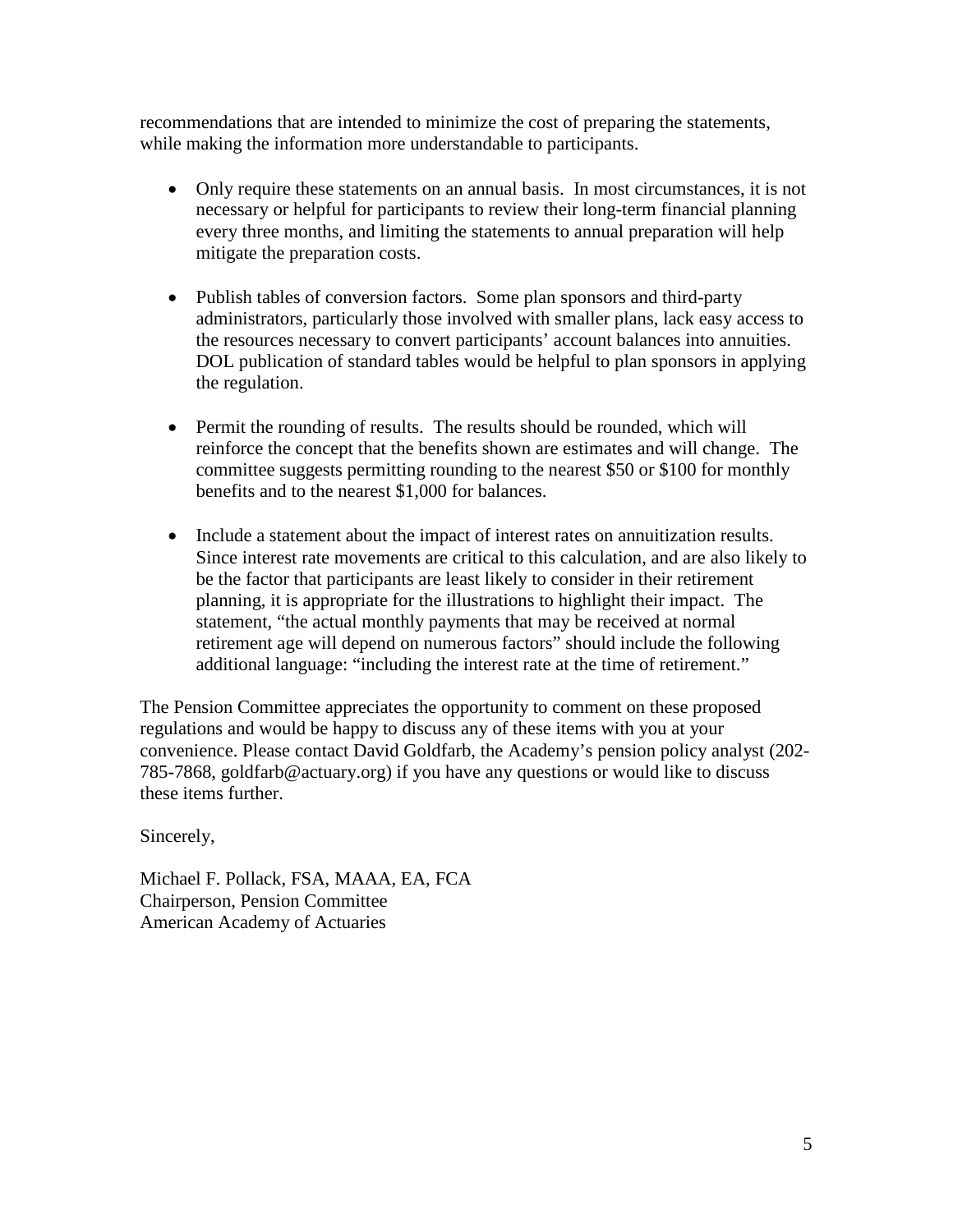recommendations that are intended to minimize the cost of preparing the statements, while making the information more understandable to participants.

- Only require these statements on an annual basis. In most circumstances, it is not necessary or helpful for participants to review their long-term financial planning every three months, and limiting the statements to annual preparation will help mitigate the preparation costs.

- Publish tables of conversion factors. Some plan sponsors and third-party administrators, particularly those involved with smaller plans, lack easy access to the resources necessary to convert participants' account balances into annuities. DOL publication of standard tables would be helpful to plan sponsors in applying the regulation.

- Permit the rounding of results. The results should be rounded, which will reinforce the concept that the benefits shown are estimates and will change. The committee suggests permitting rounding to the nearest $50 or $100 for monthly benefits and to the nearest $1,000 for balances.

- Include a statement about the impact of interest rates on annuitization results. Since interest rate movements are critical to this calculation, and are also likely to be the factor that participants are least likely to consider in their retirement planning, it is appropriate for the illustrations to highlight their impact. The statement, "the actual monthly payments that may be received at normal retirement age will depend on numerous factors" should include the following additional language: "including the interest rate at the time of retirement."

The Pension Committee appreciates the opportunity to comment on these proposed regulations and would be happy to discuss any of these items with you at your convenience. Please contact David Goldfarb, the Academy's pension policy analyst (202-785-7868, goldfarb@actuary.org) if you have any questions or would like to discuss these items further.

Sincerely,

Michael F. Pollack, FSA, MAAA, EA, FCA
Chairperson, Pension Committee
American Academy of Actuaries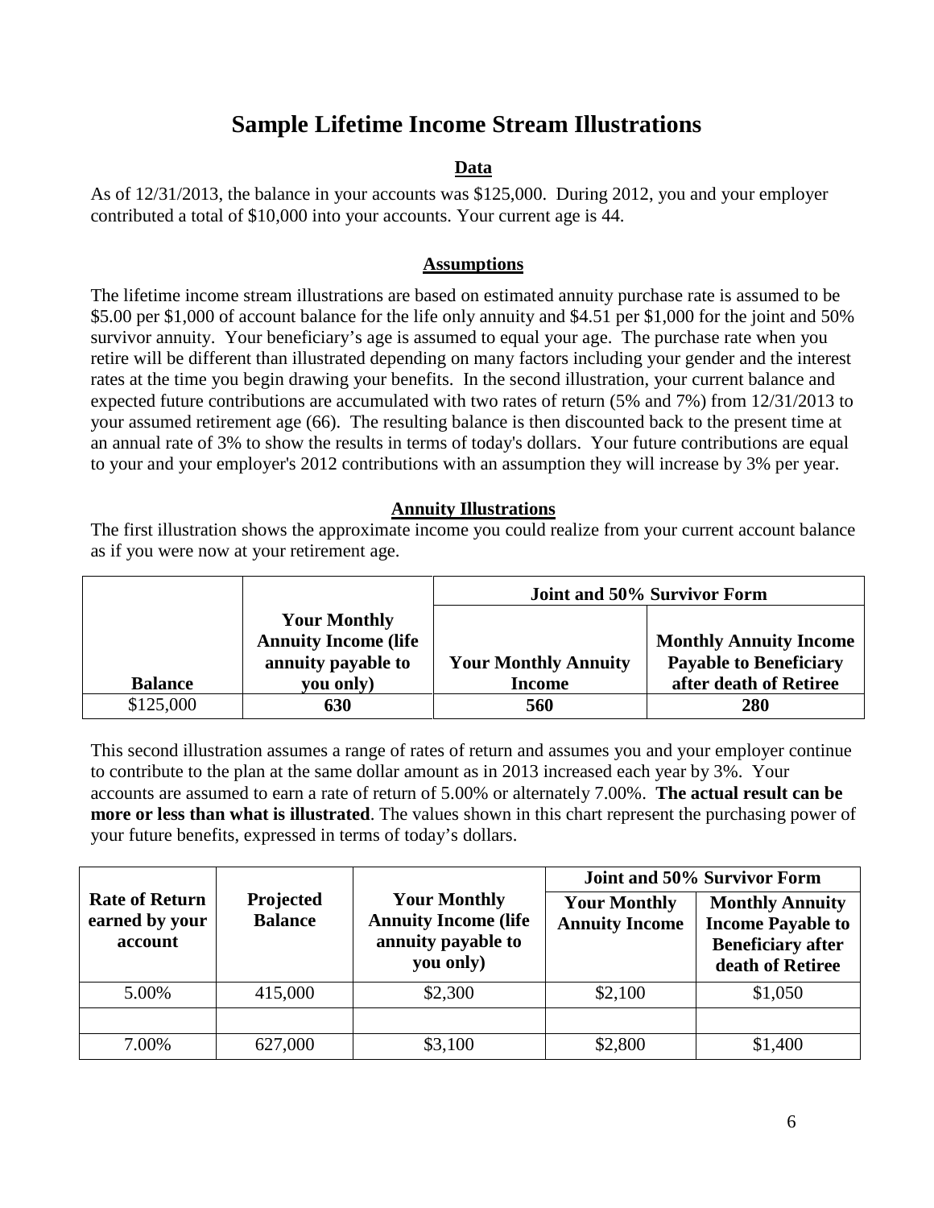# Sample Lifetime Income Stream Illustrations

## Data

As of 12/31/2013, the balance in your accounts was $125,000. During 2012, you and your employer contributed a total of $10,000 into your accounts. Your current age is 44.

## Assumptions

The lifetime income stream illustrations are based on estimated annuity purchase rate is assumed to be $5.00 per $1,000 of account balance for the life only annuity and $4.51 per $1,000 for the joint and 50% survivor annuity. Your beneficiary's age is assumed to equal your age. The purchase rate when you retire will be different than illustrated depending on many factors including your gender and the interest rates at the time you begin drawing your benefits. In the second illustration, your current balance and expected future contributions are accumulated with two rates of return (5% and 7%) from 12/31/2013 to your assumed retirement age (66). The resulting balance is then discounted back to the present time at an annual rate of 3% to show the results in terms of today's dollars. Your future contributions are equal to your and your employer's 2012 contributions with an assumption they will increase by 3% per year.

## Annuity Illustrations

The first illustration shows the approximate income you could realize from your current account balance as if you were now at your retirement age.

| | | Joint and 50% Survivor Form | |
|---|---|---|---|
| **Balance** | **Your Monthly Annuity Income (life annuity payable to you only)** | **Your Monthly Annuity Income** | **Monthly Annuity Income Payable to Beneficiary after death of Retiree** |
| $125,000 | **630** | **560** | **280** |

This second illustration assumes a range of rates of return and assumes you and your employer continue to contribute to the plan at the same dollar amount as in 2013 increased each year by 3%. Your accounts are assumed to earn a rate of return of 5.00% or alternately 7.00%. **The actual result can be more or less than what is illustrated**. The values shown in this chart represent the purchasing power of your future benefits, expressed in terms of today's dollars.

| | | | Joint and 50% Survivor Form | |
|---|---|---|---|---|
| **Rate of Return earned by your account** | **Projected Balance** | **Your Monthly Annuity Income (life annuity payable to you only)** | **Your Monthly Annuity Income** | **Monthly Annuity Income Payable to Beneficiary after death of Retiree** |
| 5.00% | 415,000 | $2,300 | $2,100 | $1,050 |
| | | | | |
| 7.00% | 627,000 | $3,100 | $2,800 | $1,400 |